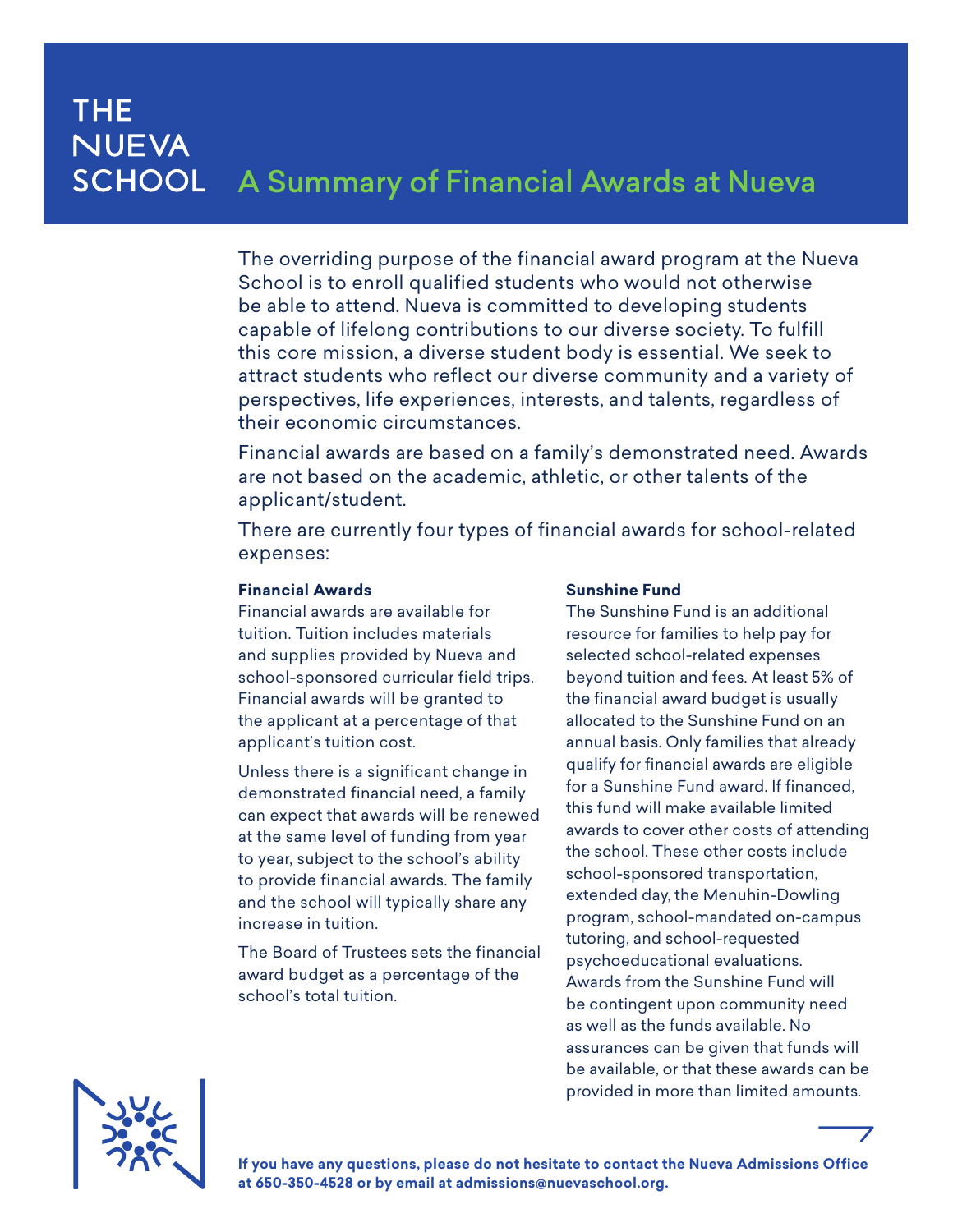# THE NUEVA SCHOOL

## A Summary of Financial Awards at Nueva

The overriding purpose of the financial award program at the Nueva School is to enroll qualified students who would not otherwise be able to attend. Nueva is committed to developing students capable of lifelong contributions to our diverse society. To fulfill this core mission, a diverse student body is essential. We seek to attract students who reflect our diverse community and a variety of perspectives, life experiences, interests, and talents, regardless of their economic circumstances.

Financial awards are based on a family's demonstrated need. Awards are not based on the academic, athletic, or other talents of the applicant/student.

There are currently four types of financial awards for school-related expenses:

**Financial Awards**

Financial awards are available for tuition. Tuition includes materials and supplies provided by Nueva and school-sponsored curricular field trips. Financial awards will be granted to the applicant at a percentage of that applicant's tuition cost.

Unless there is a significant change in demonstrated financial need, a family can expect that awards will be renewed at the same level of funding from year to year, subject to the school's ability to provide financial awards. The family and the school will typically share any increase in tuition.

The Board of Trustees sets the financial award budget as a percentage of the school's total tuition.

**Sunshine Fund**

The Sunshine Fund is an additional resource for families to help pay for selected school-related expenses beyond tuition and fees. At least 5% of the financial award budget is usually allocated to the Sunshine Fund on an annual basis. Only families that already qualify for financial awards are eligible for a Sunshine Fund award. If financed, this fund will make available limited awards to cover other costs of attending the school. These other costs include school-sponsored transportation, extended day, the Menuhin-Dowling program, school-mandated on-campus tutoring, and school-requested psychoeducational evaluations. Awards from the Sunshine Fund will be contingent upon community need as well as the funds available. No assurances can be given that funds will be available, or that these awards can be provided in more than limited amounts.

**If you have any questions, please do not hesitate to contact the Nueva Admissions Office at 650-350-4528 or by email at admissions@nuevaschool.org.**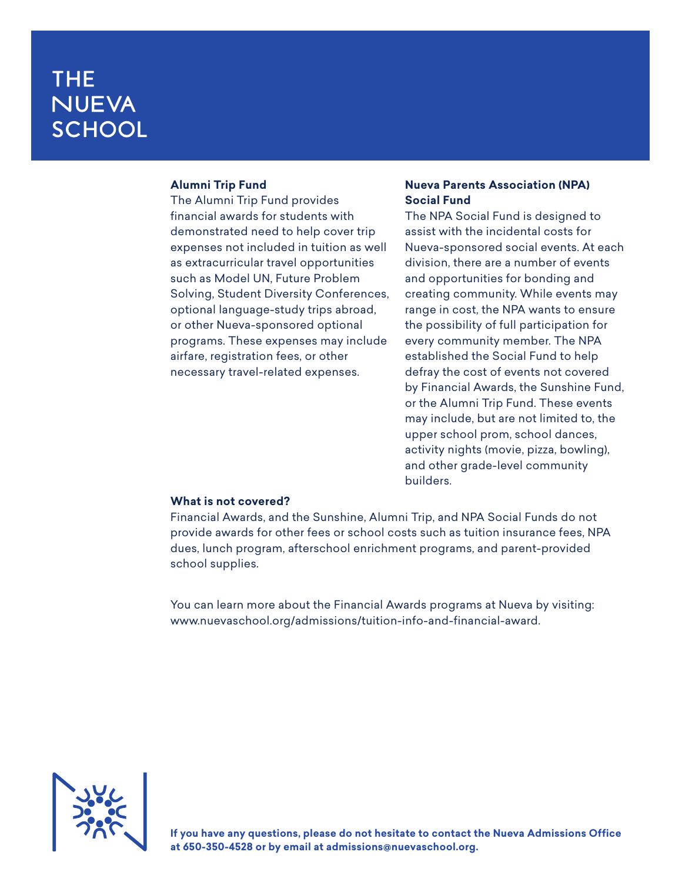# THE NUEVA SCHOOL

**Alumni Trip Fund**
The Alumni Trip Fund provides financial awards for students with demonstrated need to help cover trip expenses not included in tuition as well as extracurricular travel opportunities such as Model UN, Future Problem Solving, Student Diversity Conferences, optional language-study trips abroad, or other Nueva-sponsored optional programs. These expenses may include airfare, registration fees, or other necessary travel-related expenses.

**Nueva Parents Association (NPA) Social Fund**
The NPA Social Fund is designed to assist with the incidental costs for Nueva-sponsored social events. At each division, there are a number of events and opportunities for bonding and creating community. While events may range in cost, the NPA wants to ensure the possibility of full participation for every community member. The NPA established the Social Fund to help defray the cost of events not covered by Financial Awards, the Sunshine Fund, or the Alumni Trip Fund. These events may include, but are not limited to, the upper school prom, school dances, activity nights (movie, pizza, bowling), and other grade-level community builders.

**What is not covered?**
Financial Awards, and the Sunshine, Alumni Trip, and NPA Social Funds do not provide awards for other fees or school costs such as tuition insurance fees, NPA dues, lunch program, afterschool enrichment programs, and parent-provided school supplies.

You can learn more about the Financial Awards programs at Nueva by visiting: www.nuevaschool.org/admissions/tuition-info-and-financial-award.

**If you have any questions, please do not hesitate to contact the Nueva Admissions Office at 650-350-4528 or by email at admissions@nuevaschool.org.**